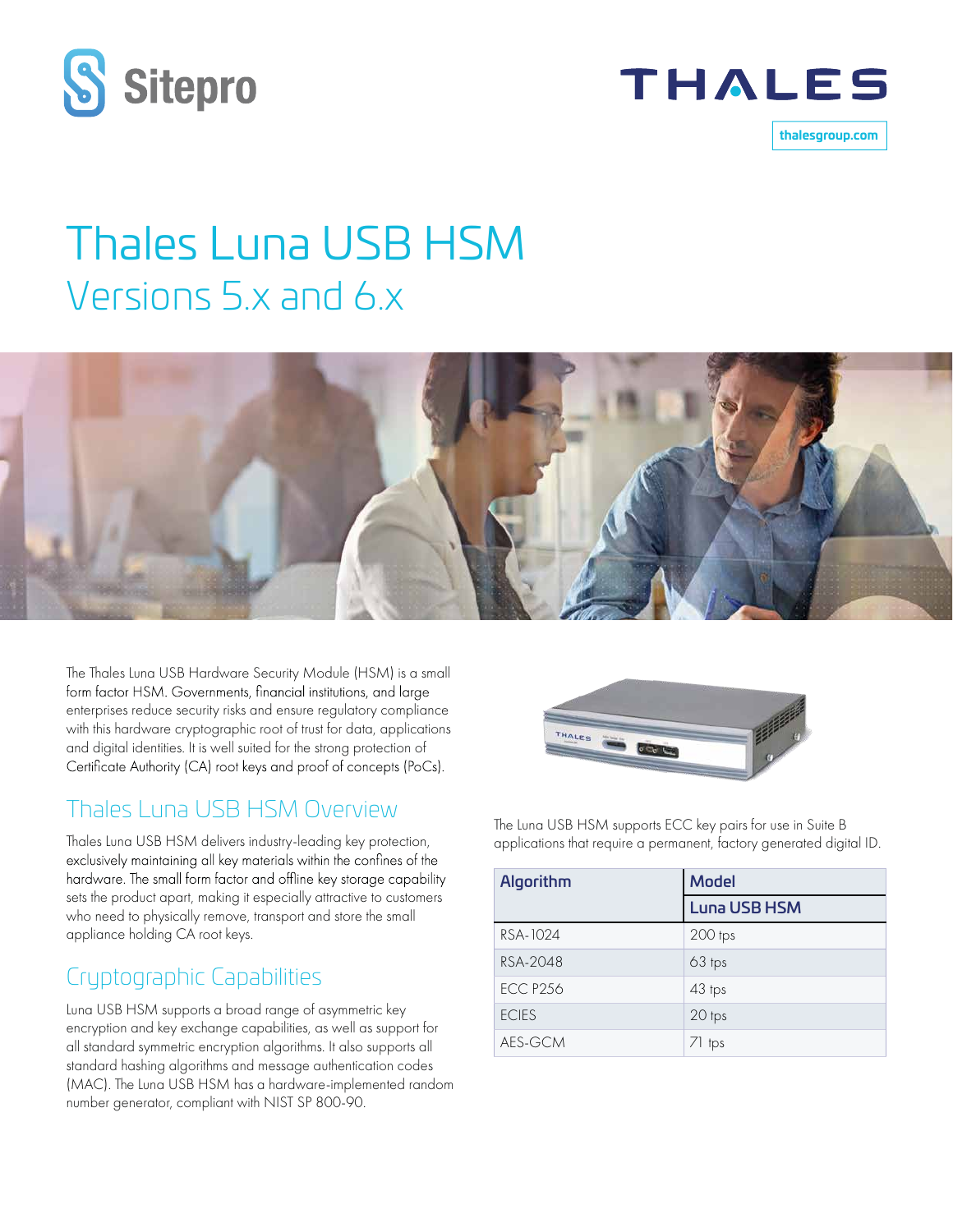Sitepro

THALES

thalesgroup.com

# Thales Luna USB HSM

## Versions 5.x and 6.x

The Thales Luna USB Hardware Security Module (HSM) is a small form factor HSM. Governments, financial institutions, and large enterprises reduce security risks and ensure regulatory compliance with this hardware cryptographic root of trust for data, applications and digital identities. It is well suited for the strong protection of Certificate Authority (CA) root keys and proof of concepts (PoCs).

## Thales Luna USB HSM Overview

Thales Luna USB HSM delivers industry-leading key protection, exclusively maintaining all key materials within the confines of the hardware. The small form factor and offline key storage capability sets the product apart, making it especially attractive to customers who need to physically remove, transport and store the small appliance holding CA root keys.

## Cryptographic Capabilities

Luna USB HSM supports a broad range of asymmetric key encryption and key exchange capabilities, as well as support for all standard symmetric encryption algorithms. It also supports all standard hashing algorithms and message authentication codes (MAC). The Luna USB HSM has a hardware-implemented random number generator, compliant with NIST SP 800-90.

The Luna USB HSM supports ECC key pairs for use in Suite B applications that require a permanent, factory generated digital ID.

| Algorithm | Model |
|---|---|
| | Luna USB HSM |
| RSA-1024 | 200 tps |
| RSA-2048 | 63 tps |
| ECC P256 | 43 tps |
| ECIES | 20 tps |
| AES-GCM | 71 tps |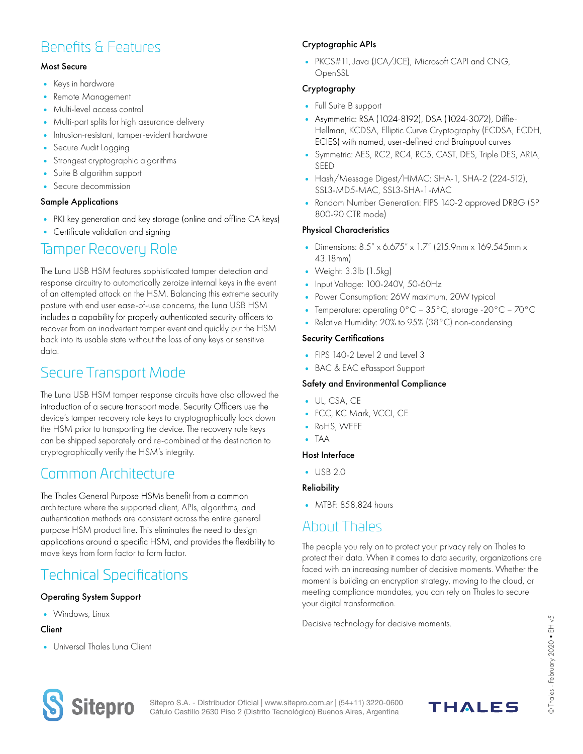## Benefits & Features

**Most Secure**

- Keys in hardware
- Remote Management
- Multi-level access control
- Multi-part splits for high assurance delivery
- Intrusion-resistant, tamper-evident hardware
- Secure Audit Logging
- Strongest cryptographic algorithms
- Suite B algorithm support
- Secure decommission

**Sample Applications**

- PKI key generation and key storage (online and offline CA keys)
- Certificate validation and signing

## Tamper Recovery Role

The Luna USB HSM features sophisticated tamper detection and response circuitry to automatically zeroize internal keys in the event of an attempted attack on the HSM. Balancing this extreme security posture with end user ease-of-use concerns, the Luna USB HSM includes a capability for properly authenticated security officers to recover from an inadvertent tamper event and quickly put the HSM back into its usable state without the loss of any keys or sensitive data.

## Secure Transport Mode

The Luna USB HSM tamper response circuits have also allowed the introduction of a secure transport mode. Security Officers use the device's tamper recovery role keys to cryptographically lock down the HSM prior to transporting the device. The recovery role keys can be shipped separately and re-combined at the destination to cryptographically verify the HSM's integrity.

## Common Architecture

The Thales General Purpose HSMs benefit from a common architecture where the supported client, APIs, algorithms, and authentication methods are consistent across the entire general purpose HSM product line. This eliminates the need to design applications around a specific HSM, and provides the flexibility to move keys from form factor to form factor.

## Technical Specifications

**Operating System Support**

- Windows, Linux

**Client**

- Universal Thales Luna Client

**Cryptographic APIs**

- PKCS#11, Java (JCA/JCE), Microsoft CAPI and CNG, OpenSSL

**Cryptography**

- Full Suite B support
- Asymmetric: RSA (1024-8192), DSA (1024-3072), Diffie-Hellman, KCDSA, Elliptic Curve Cryptography (ECDSA, ECDH, ECIES) with named, user-defined and Brainpool curves
- Symmetric: AES, RC2, RC4, RC5, CAST, DES, Triple DES, ARIA, SEED
- Hash/Message Digest/HMAC: SHA-1, SHA-2 (224-512), SSL3-MD5-MAC, SSL3-SHA-1-MAC
- Random Number Generation: FIPS 140-2 approved DRBG (SP 800-90 CTR mode)

**Physical Characteristics**

- Dimensions: 8.5" x 6.675" x 1.7" (215.9mm x 169.545mm x 43.18mm)
- Weight: 3.3lb (1.5kg)
- Input Voltage: 100-240V, 50-60Hz
- Power Consumption: 26W maximum, 20W typical
- Temperature: operating 0°C – 35°C, storage -20°C – 70°C
- Relative Humidity: 20% to 95% (38°C) non-condensing

**Security Certifications**

- FIPS 140-2 Level 2 and Level 3
- BAC & EAC ePassport Support

**Safety and Environmental Compliance**

- UL, CSA, CE
- FCC, KC Mark, VCCI, CE
- RoHS, WEEE
- TAA

**Host Interface**

- USB 2.0

**Reliability**

- MTBF: 858,824 hours

## About Thales

The people you rely on to protect your privacy rely on Thales to protect their data. When it comes to data security, organizations are faced with an increasing number of decisive moments. Whether the moment is building an encryption strategy, moving to the cloud, or meeting compliance mandates, you can rely on Thales to secure your digital transformation.

Decisive technology for decisive moments.

Sitepro S.A. - Distribuidor Oficial | www.sitepro.com.ar | (54+11) 3220-0600
Cátulo Castillo 2630 Piso 2 (Distrito Tecnológico) Buenos Aires, Argentina

© Thales - February 2020 • EH v5